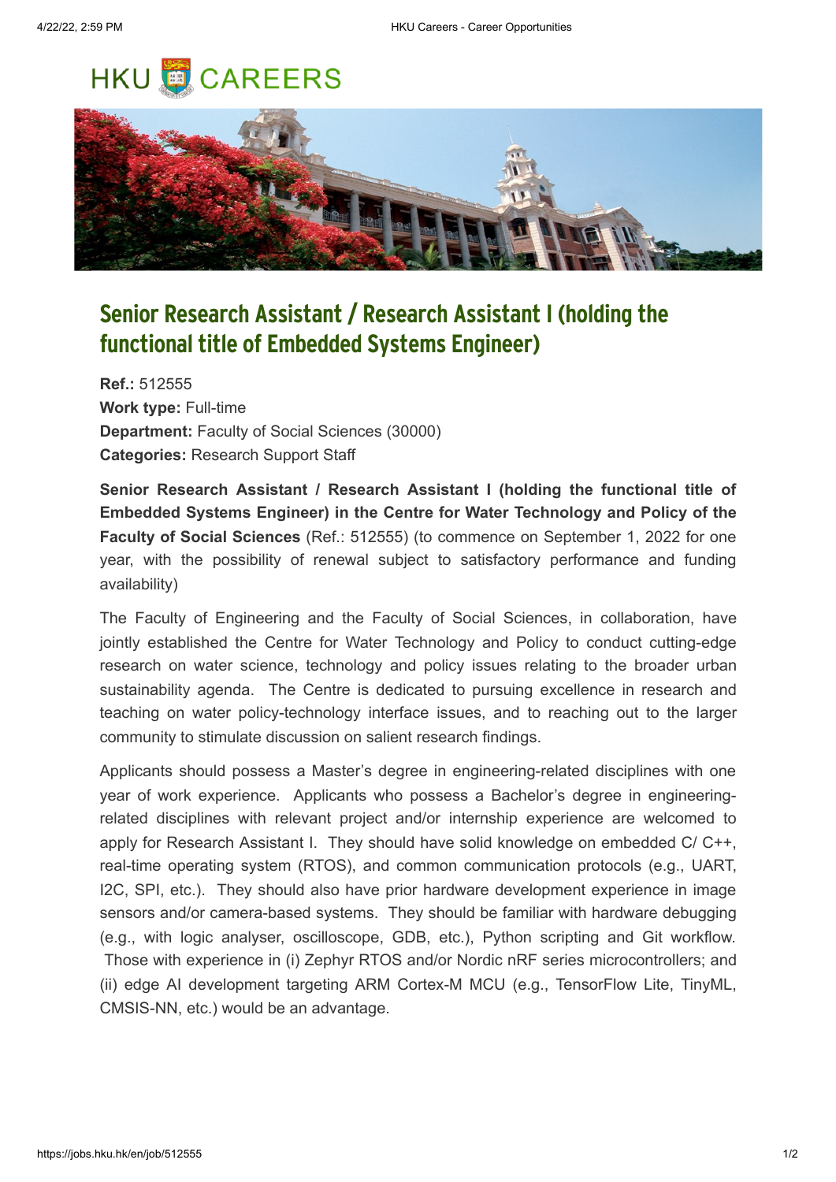# Senior Research Assistant / Research Assistant I (holding the functional title of Embedded Systems Engineer)

**Ref.:** 512555
**Work type:** Full-time
**Department:** Faculty of Social Sciences (30000)
**Categories:** Research Support Staff

**Senior Research Assistant / Research Assistant I (holding the functional title of Embedded Systems Engineer) in the Centre for Water Technology and Policy of the Faculty of Social Sciences** (Ref.: 512555) (to commence on September 1, 2022 for one year, with the possibility of renewal subject to satisfactory performance and funding availability)

The Faculty of Engineering and the Faculty of Social Sciences, in collaboration, have jointly established the Centre for Water Technology and Policy to conduct cutting-edge research on water science, technology and policy issues relating to the broader urban sustainability agenda. The Centre is dedicated to pursuing excellence in research and teaching on water policy-technology interface issues, and to reaching out to the larger community to stimulate discussion on salient research findings.

Applicants should possess a Master's degree in engineering-related disciplines with one year of work experience. Applicants who possess a Bachelor's degree in engineering-related disciplines with relevant project and/or internship experience are welcomed to apply for Research Assistant I. They should have solid knowledge on embedded C/ C++, real-time operating system (RTOS), and common communication protocols (e.g., UART, I2C, SPI, etc.). They should also have prior hardware development experience in image sensors and/or camera-based systems. They should be familiar with hardware debugging (e.g., with logic analyser, oscilloscope, GDB, etc.), Python scripting and Git workflow. Those with experience in (i) Zephyr RTOS and/or Nordic nRF series microcontrollers; and (ii) edge AI development targeting ARM Cortex-M MCU (e.g., TensorFlow Lite, TinyML, CMSIS-NN, etc.) would be an advantage.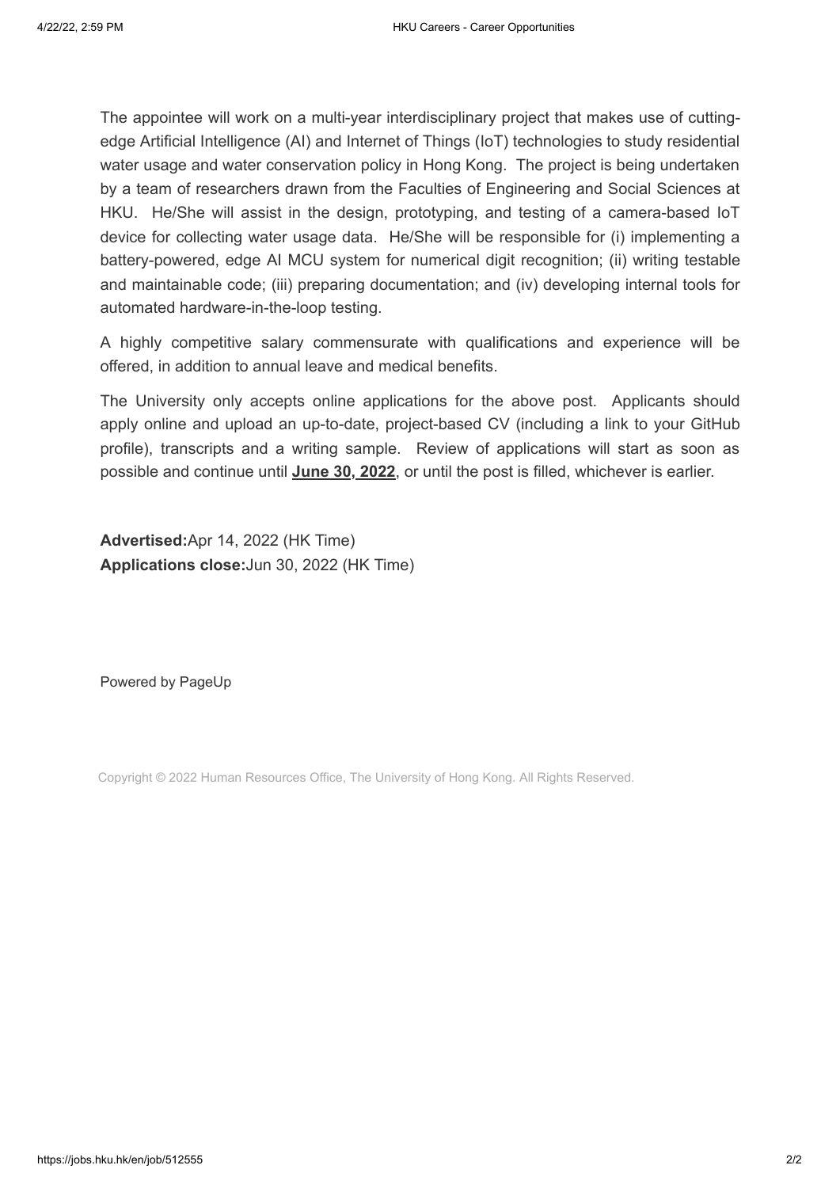The appointee will work on a multi-year interdisciplinary project that makes use of cutting-edge Artificial Intelligence (AI) and Internet of Things (IoT) technologies to study residential water usage and water conservation policy in Hong Kong. The project is being undertaken by a team of researchers drawn from the Faculties of Engineering and Social Sciences at HKU. He/She will assist in the design, prototyping, and testing of a camera-based IoT device for collecting water usage data. He/She will be responsible for (i) implementing a battery-powered, edge AI MCU system for numerical digit recognition; (ii) writing testable and maintainable code; (iii) preparing documentation; and (iv) developing internal tools for automated hardware-in-the-loop testing.

A highly competitive salary commensurate with qualifications and experience will be offered, in addition to annual leave and medical benefits.

The University only accepts online applications for the above post. Applicants should apply online and upload an up-to-date, project-based CV (including a link to your GitHub profile), transcripts and a writing sample. Review of applications will start as soon as possible and continue until **June 30, 2022**, or until the post is filled, whichever is earlier.

**Advertised:** Apr 14, 2022 (HK Time)
**Applications close:** Jun 30, 2022 (HK Time)

Powered by PageUp

Copyright © 2022 Human Resources Office, The University of Hong Kong. All Rights Reserved.